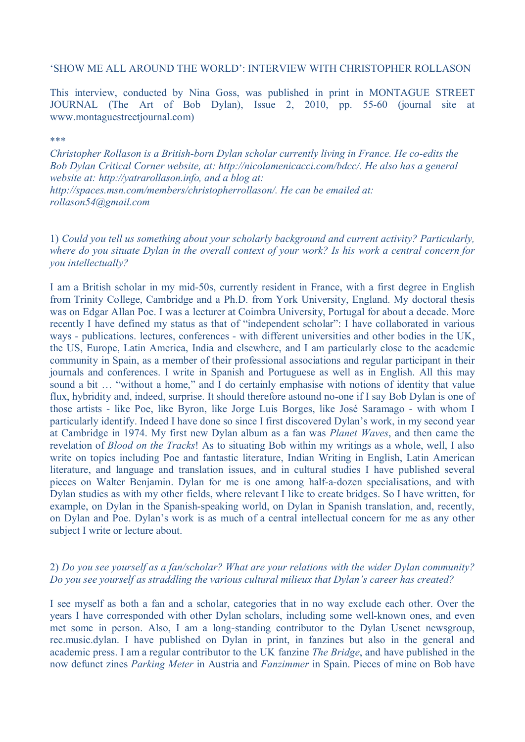‘SHOW ME ALL AROUND THE WORLD’: INTERVIEW WITH CHRISTOPHER ROLLASON

This interview, conducted by Nina Goss, was published in print in MONTAGUE STREET JOURNAL (The Art of Bob Dylan), Issue 2, 2010, pp. 55-60 (journal site at www.montaguestreetjournal.com)

***

*Christopher Rollason is a British-born Dylan scholar currently living in France. He co-edits the Bob Dylan Critical Corner website, at: http://nicolamenicacci.com/bdcc/. He also has a general website at: http://yatrarollason.info, and a blog at: http://spaces.msn.com/members/christopherrollason/. He can be emailed at: rollason54@gmail.com*

1) *Could you tell us something about your scholarly background and current activity? Particularly, where do you situate Dylan in the overall context of your work? Is his work a central concern for you intellectually?*

I am a British scholar in my mid-50s, currently resident in France, with a first degree in English from Trinity College, Cambridge and a Ph.D. from York University, England. My doctoral thesis was on Edgar Allan Poe. I was a lecturer at Coimbra University, Portugal for about a decade. More recently I have defined my status as that of “independent scholar”: I have collaborated in various ways - publications. lectures, conferences - with different universities and other bodies in the UK, the US, Europe, Latin America, India and elsewhere, and I am particularly close to the academic community in Spain, as a member of their professional associations and regular participant in their journals and conferences. I write in Spanish and Portuguese as well as in English. All this may sound a bit … “without a home,” and I do certainly emphasise with notions of identity that value flux, hybridity and, indeed, surprise. It should therefore astound no-one if I say Bob Dylan is one of those artists - like Poe, like Byron, like Jorge Luis Borges, like José Saramago - with whom I particularly identify. Indeed I have done so since I first discovered Dylan’s work, in my second year at Cambridge in 1974. My first new Dylan album as a fan was *Planet Waves*, and then came the revelation of *Blood on the Tracks*! As to situating Bob within my writings as a whole, well, I also write on topics including Poe and fantastic literature, Indian Writing in English, Latin American literature, and language and translation issues, and in cultural studies I have published several pieces on Walter Benjamin. Dylan for me is one among half-a-dozen specialisations, and with Dylan studies as with my other fields, where relevant I like to create bridges. So I have written, for example, on Dylan in the Spanish-speaking world, on Dylan in Spanish translation, and, recently, on Dylan and Poe. Dylan’s work is as much of a central intellectual concern for me as any other subject I write or lecture about.

2) *Do you see yourself as a fan/scholar? What are your relations with the wider Dylan community? Do you see yourself as straddling the various cultural milieux that Dylan’s career has created?*

I see myself as both a fan and a scholar, categories that in no way exclude each other. Over the years I have corresponded with other Dylan scholars, including some well-known ones, and even met some in person. Also, I am a long-standing contributor to the Dylan Usenet newsgroup, rec.music.dylan. I have published on Dylan in print, in fanzines but also in the general and academic press. I am a regular contributor to the UK fanzine *The Bridge*, and have published in the now defunct zines *Parking Meter* in Austria and *Fanzimmer* in Spain. Pieces of mine on Bob have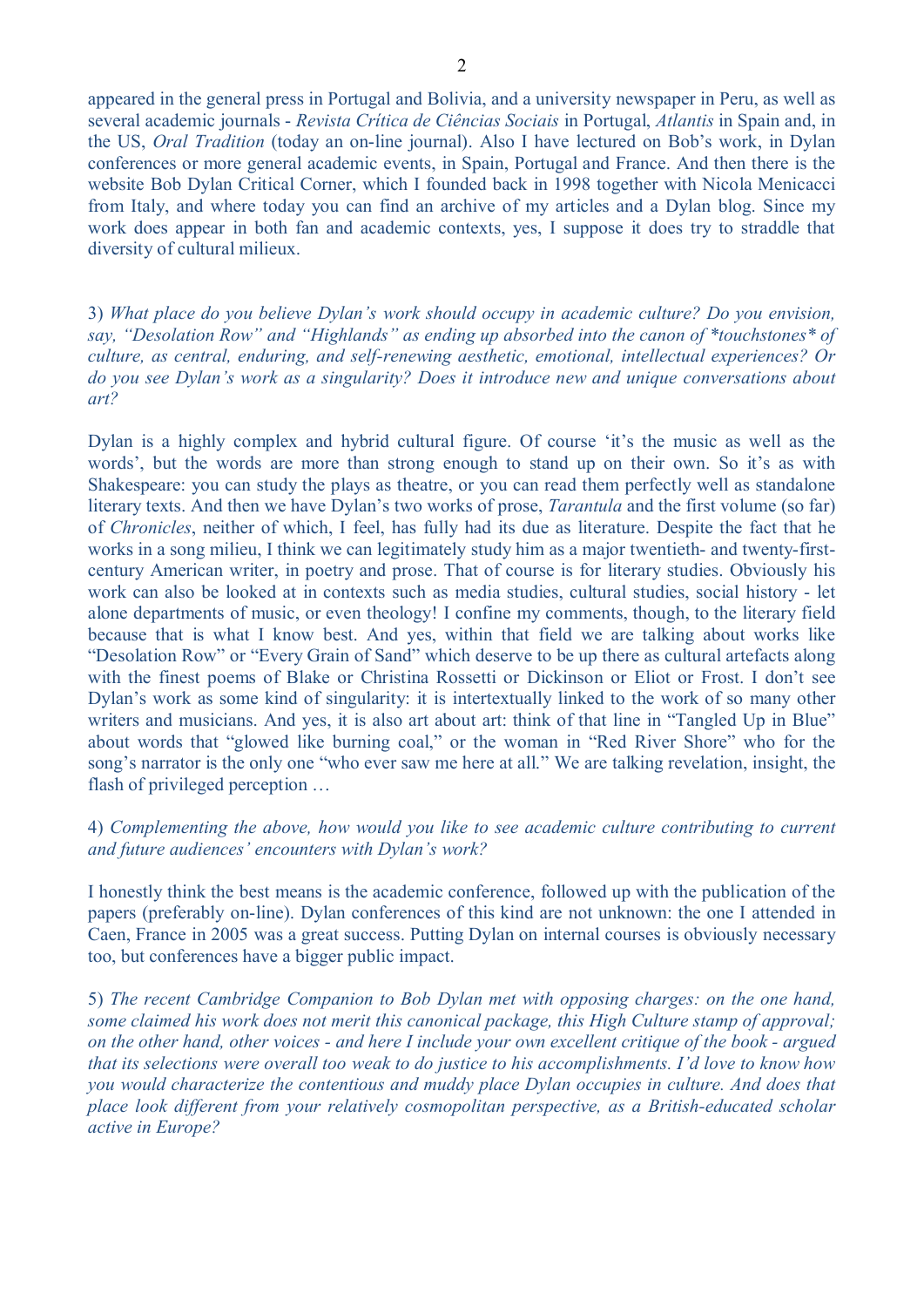appeared in the general press in Portugal and Bolivia, and a university newspaper in Peru, as well as several academic journals - *Revista Crítica de Ciências Sociais* in Portugal, *Atlantis* in Spain and, in the US, *Oral Tradition* (today an on-line journal). Also I have lectured on Bob's work, in Dylan conferences or more general academic events, in Spain, Portugal and France. And then there is the website Bob Dylan Critical Corner, which I founded back in 1998 together with Nicola Menicacci from Italy, and where today you can find an archive of my articles and a Dylan blog. Since my work does appear in both fan and academic contexts, yes, I suppose it does try to straddle that diversity of cultural milieux.

3) *What place do you believe Dylan's work should occupy in academic culture? Do you envision, say, "Desolation Row" and "Highlands" as ending up absorbed into the canon of *touchstones* of culture, as central, enduring, and self-renewing aesthetic, emotional, intellectual experiences? Or do you see Dylan's work as a singularity? Does it introduce new and unique conversations about art?*

Dylan is a highly complex and hybrid cultural figure. Of course 'it's the music as well as the words', but the words are more than strong enough to stand up on their own. So it's as with Shakespeare: you can study the plays as theatre, or you can read them perfectly well as standalone literary texts. And then we have Dylan's two works of prose, *Tarantula* and the first volume (so far) of *Chronicles*, neither of which, I feel, has fully had its due as literature. Despite the fact that he works in a song milieu, I think we can legitimately study him as a major twentieth- and twenty-first-century American writer, in poetry and prose. That of course is for literary studies. Obviously his work can also be looked at in contexts such as media studies, cultural studies, social history - let alone departments of music, or even theology! I confine my comments, though, to the literary field because that is what I know best. And yes, within that field we are talking about works like "Desolation Row" or "Every Grain of Sand" which deserve to be up there as cultural artefacts along with the finest poems of Blake or Christina Rossetti or Dickinson or Eliot or Frost. I don't see Dylan's work as some kind of singularity: it is intertextually linked to the work of so many other writers and musicians. And yes, it is also art about art: think of that line in "Tangled Up in Blue" about words that "glowed like burning coal," or the woman in "Red River Shore" who for the song's narrator is the only one "who ever saw me here at all." We are talking revelation, insight, the flash of privileged perception …

4) *Complementing the above, how would you like to see academic culture contributing to current and future audiences' encounters with Dylan's work?*

I honestly think the best means is the academic conference, followed up with the publication of the papers (preferably on-line). Dylan conferences of this kind are not unknown: the one I attended in Caen, France in 2005 was a great success. Putting Dylan on internal courses is obviously necessary too, but conferences have a bigger public impact.

5) *The recent Cambridge Companion to Bob Dylan met with opposing charges: on the one hand, some claimed his work does not merit this canonical package, this High Culture stamp of approval; on the other hand, other voices - and here I include your own excellent critique of the book - argued that its selections were overall too weak to do justice to his accomplishments. I'd love to know how you would characterize the contentious and muddy place Dylan occupies in culture. And does that place look different from your relatively cosmopolitan perspective, as a British-educated scholar active in Europe?*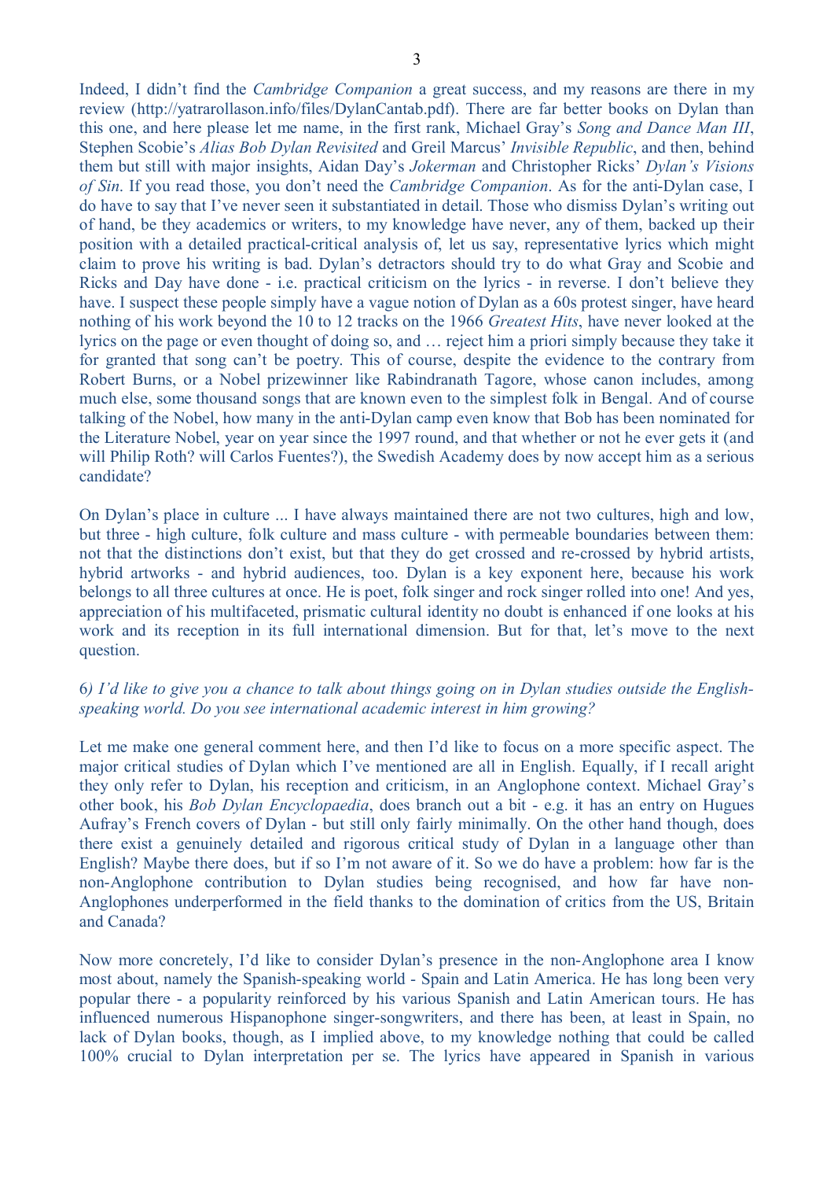Indeed, I didn't find the *Cambridge Companion* a great success, and my reasons are there in my review (http://yatrarollason.info/files/DylanCantab.pdf). There are far better books on Dylan than this one, and here please let me name, in the first rank, Michael Gray's *Song and Dance Man III*, Stephen Scobie's *Alias Bob Dylan Revisited* and Greil Marcus' *Invisible Republic*, and then, behind them but still with major insights, Aidan Day's *Jokerman* and Christopher Ricks' *Dylan's Visions of Sin*. If you read those, you don't need the *Cambridge Companion*. As for the anti-Dylan case, I do have to say that I've never seen it substantiated in detail. Those who dismiss Dylan's writing out of hand, be they academics or writers, to my knowledge have never, any of them, backed up their position with a detailed practical-critical analysis of, let us say, representative lyrics which might claim to prove his writing is bad. Dylan's detractors should try to do what Gray and Scobie and Ricks and Day have done - i.e. practical criticism on the lyrics - in reverse. I don't believe they have. I suspect these people simply have a vague notion of Dylan as a 60s protest singer, have heard nothing of his work beyond the 10 to 12 tracks on the 1966 *Greatest Hits*, have never looked at the lyrics on the page or even thought of doing so, and … reject him a priori simply because they take it for granted that song can't be poetry. This of course, despite the evidence to the contrary from Robert Burns, or a Nobel prizewinner like Rabindranath Tagore, whose canon includes, among much else, some thousand songs that are known even to the simplest folk in Bengal. And of course talking of the Nobel, how many in the anti-Dylan camp even know that Bob has been nominated for the Literature Nobel, year on year since the 1997 round, and that whether or not he ever gets it (and will Philip Roth? will Carlos Fuentes?), the Swedish Academy does by now accept him as a serious candidate?

On Dylan's place in culture ... I have always maintained there are not two cultures, high and low, but three - high culture, folk culture and mass culture - with permeable boundaries between them: not that the distinctions don't exist, but that they do get crossed and re-crossed by hybrid artists, hybrid artworks - and hybrid audiences, too. Dylan is a key exponent here, because his work belongs to all three cultures at once. He is poet, folk singer and rock singer rolled into one! And yes, appreciation of his multifaceted, prismatic cultural identity no doubt is enhanced if one looks at his work and its reception in its full international dimension. But for that, let's move to the next question.

6*) I'd like to give you a chance to talk about things going on in Dylan studies outside the English-speaking world. Do you see international academic interest in him growing?*

Let me make one general comment here, and then I'd like to focus on a more specific aspect. The major critical studies of Dylan which I've mentioned are all in English. Equally, if I recall aright they only refer to Dylan, his reception and criticism, in an Anglophone context. Michael Gray's other book, his *Bob Dylan Encyclopaedia*, does branch out a bit - e.g. it has an entry on Hugues Aufray's French covers of Dylan - but still only fairly minimally. On the other hand though, does there exist a genuinely detailed and rigorous critical study of Dylan in a language other than English? Maybe there does, but if so I'm not aware of it. So we do have a problem: how far is the non-Anglophone contribution to Dylan studies being recognised, and how far have non-Anglophones underperformed in the field thanks to the domination of critics from the US, Britain and Canada?

Now more concretely, I'd like to consider Dylan's presence in the non-Anglophone area I know most about, namely the Spanish-speaking world - Spain and Latin America. He has long been very popular there - a popularity reinforced by his various Spanish and Latin American tours. He has influenced numerous Hispanophone singer-songwriters, and there has been, at least in Spain, no lack of Dylan books, though, as I implied above, to my knowledge nothing that could be called 100% crucial to Dylan interpretation per se. The lyrics have appeared in Spanish in various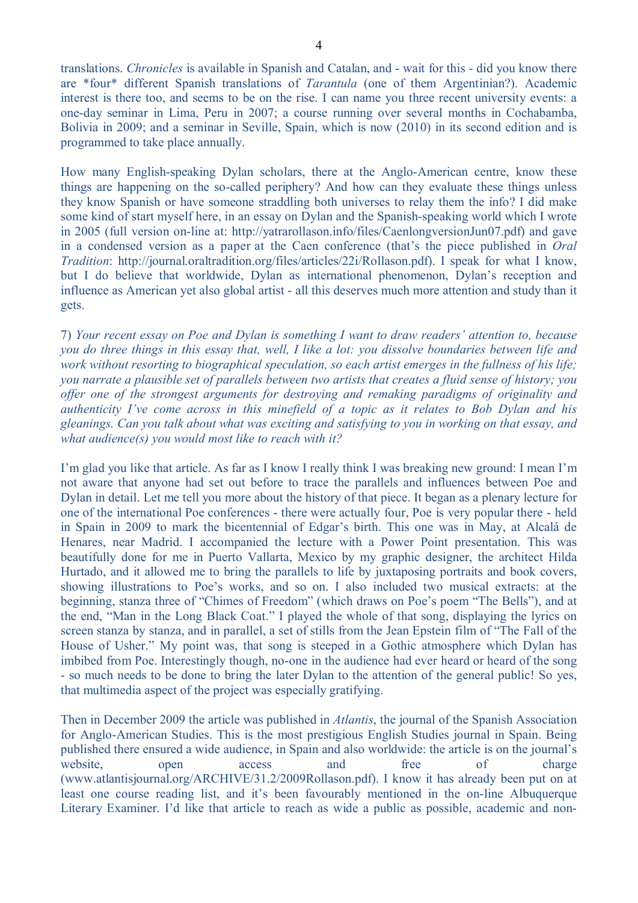translations. *Chronicles* is available in Spanish and Catalan, and - wait for this - did you know there are *four* different Spanish translations of *Tarantula* (one of them Argentinian?). Academic interest is there too, and seems to be on the rise. I can name you three recent university events: a one-day seminar in Lima, Peru in 2007; a course running over several months in Cochabamba, Bolivia in 2009; and a seminar in Seville, Spain, which is now (2010) in its second edition and is programmed to take place annually.

How many English-speaking Dylan scholars, there at the Anglo-American centre, know these things are happening on the so-called periphery? And how can they evaluate these things unless they know Spanish or have someone straddling both universes to relay them the info? I did make some kind of start myself here, in an essay on Dylan and the Spanish-speaking world which I wrote in 2005 (full version on-line at: http://yatrarollason.info/files/CaenlongversionJun07.pdf) and gave in a condensed version as a paper at the Caen conference (that's the piece published in *Oral Tradition*: http://journal.oraltradition.org/files/articles/22i/Rollason.pdf). I speak for what I know, but I do believe that worldwide, Dylan as international phenomenon, Dylan's reception and influence as American yet also global artist - all this deserves much more attention and study than it gets.

7) *Your recent essay on Poe and Dylan is something I want to draw readers' attention to, because you do three things in this essay that, well, I like a lot: you dissolve boundaries between life and work without resorting to biographical speculation, so each artist emerges in the fullness of his life; you narrate a plausible set of parallels between two artists that creates a fluid sense of history; you offer one of the strongest arguments for destroying and remaking paradigms of originality and authenticity I've come across in this minefield of a topic as it relates to Bob Dylan and his gleanings. Can you talk about what was exciting and satisfying to you in working on that essay, and what audience(s) you would most like to reach with it?*

I'm glad you like that article. As far as I know I really think I was breaking new ground: I mean I'm not aware that anyone had set out before to trace the parallels and influences between Poe and Dylan in detail. Let me tell you more about the history of that piece. It began as a plenary lecture for one of the international Poe conferences - there were actually four, Poe is very popular there - held in Spain in 2009 to mark the bicentennial of Edgar's birth. This one was in May, at Alcalá de Henares, near Madrid. I accompanied the lecture with a Power Point presentation. This was beautifully done for me in Puerto Vallarta, Mexico by my graphic designer, the architect Hilda Hurtado, and it allowed me to bring the parallels to life by juxtaposing portraits and book covers, showing illustrations to Poe's works, and so on. I also included two musical extracts: at the beginning, stanza three of "Chimes of Freedom" (which draws on Poe's poem "The Bells"), and at the end, "Man in the Long Black Coat." I played the whole of that song, displaying the lyrics on screen stanza by stanza, and in parallel, a set of stills from the Jean Epstein film of "The Fall of the House of Usher." My point was, that song is steeped in a Gothic atmosphere which Dylan has imbibed from Poe. Interestingly though, no-one in the audience had ever heard or heard of the song - so much needs to be done to bring the later Dylan to the attention of the general public! So yes, that multimedia aspect of the project was especially gratifying.

Then in December 2009 the article was published in *Atlantis*, the journal of the Spanish Association for Anglo-American Studies. This is the most prestigious English Studies journal in Spain. Being published there ensured a wide audience, in Spain and also worldwide: the article is on the journal's website, open access and free of charge (www.atlantisjournal.org/ARCHIVE/31.2/2009Rollason.pdf). I know it has already been put on at least one course reading list, and it's been favourably mentioned in the on-line Albuquerque Literary Examiner. I'd like that article to reach as wide a public as possible, academic and non-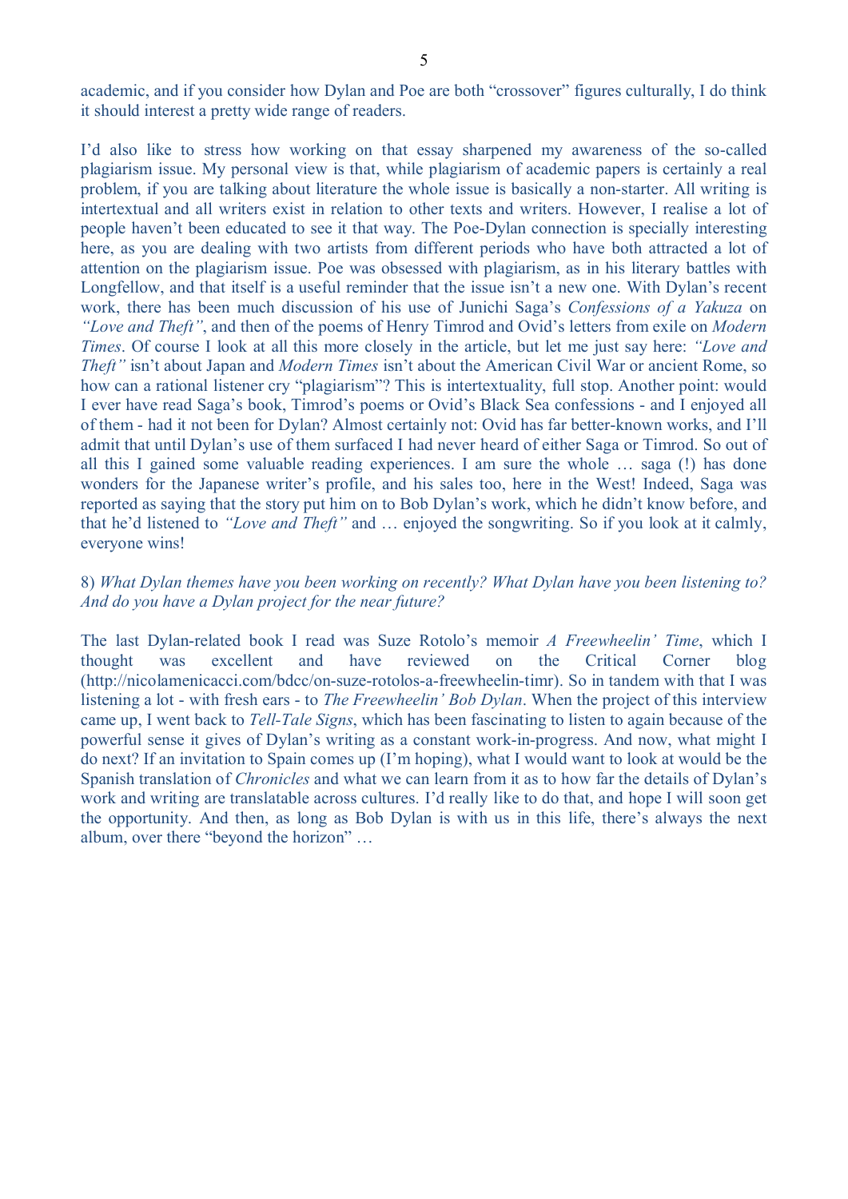academic, and if you consider how Dylan and Poe are both "crossover" figures culturally, I do think it should interest a pretty wide range of readers.

I'd also like to stress how working on that essay sharpened my awareness of the so-called plagiarism issue. My personal view is that, while plagiarism of academic papers is certainly a real problem, if you are talking about literature the whole issue is basically a non-starter. All writing is intertextual and all writers exist in relation to other texts and writers. However, I realise a lot of people haven't been educated to see it that way. The Poe-Dylan connection is specially interesting here, as you are dealing with two artists from different periods who have both attracted a lot of attention on the plagiarism issue. Poe was obsessed with plagiarism, as in his literary battles with Longfellow, and that itself is a useful reminder that the issue isn't a new one. With Dylan's recent work, there has been much discussion of his use of Junichi Saga's *Confessions of a Yakuza* on *"Love and Theft"*, and then of the poems of Henry Timrod and Ovid's letters from exile on *Modern Times*. Of course I look at all this more closely in the article, but let me just say here: *"Love and Theft"* isn't about Japan and *Modern Times* isn't about the American Civil War or ancient Rome, so how can a rational listener cry "plagiarism"? This is intertextuality, full stop. Another point: would I ever have read Saga's book, Timrod's poems or Ovid's Black Sea confessions - and I enjoyed all of them - had it not been for Dylan? Almost certainly not: Ovid has far better-known works, and I'll admit that until Dylan's use of them surfaced I had never heard of either Saga or Timrod. So out of all this I gained some valuable reading experiences. I am sure the whole … saga (!) has done wonders for the Japanese writer's profile, and his sales too, here in the West! Indeed, Saga was reported as saying that the story put him on to Bob Dylan's work, which he didn't know before, and that he'd listened to *"Love and Theft"* and … enjoyed the songwriting. So if you look at it calmly, everyone wins!

8) *What Dylan themes have you been working on recently? What Dylan have you been listening to? And do you have a Dylan project for the near future?*

The last Dylan-related book I read was Suze Rotolo's memoir *A Freewheelin' Time*, which I thought was excellent and have reviewed on the Critical Corner blog (http://nicolamenicacci.com/bdcc/on-suze-rotolos-a-freewheelin-timr). So in tandem with that I was listening a lot - with fresh ears - to *The Freewheelin' Bob Dylan*. When the project of this interview came up, I went back to *Tell-Tale Signs*, which has been fascinating to listen to again because of the powerful sense it gives of Dylan's writing as a constant work-in-progress. And now, what might I do next? If an invitation to Spain comes up (I'm hoping), what I would want to look at would be the Spanish translation of *Chronicles* and what we can learn from it as to how far the details of Dylan's work and writing are translatable across cultures. I'd really like to do that, and hope I will soon get the opportunity. And then, as long as Bob Dylan is with us in this life, there's always the next album, over there "beyond the horizon" …